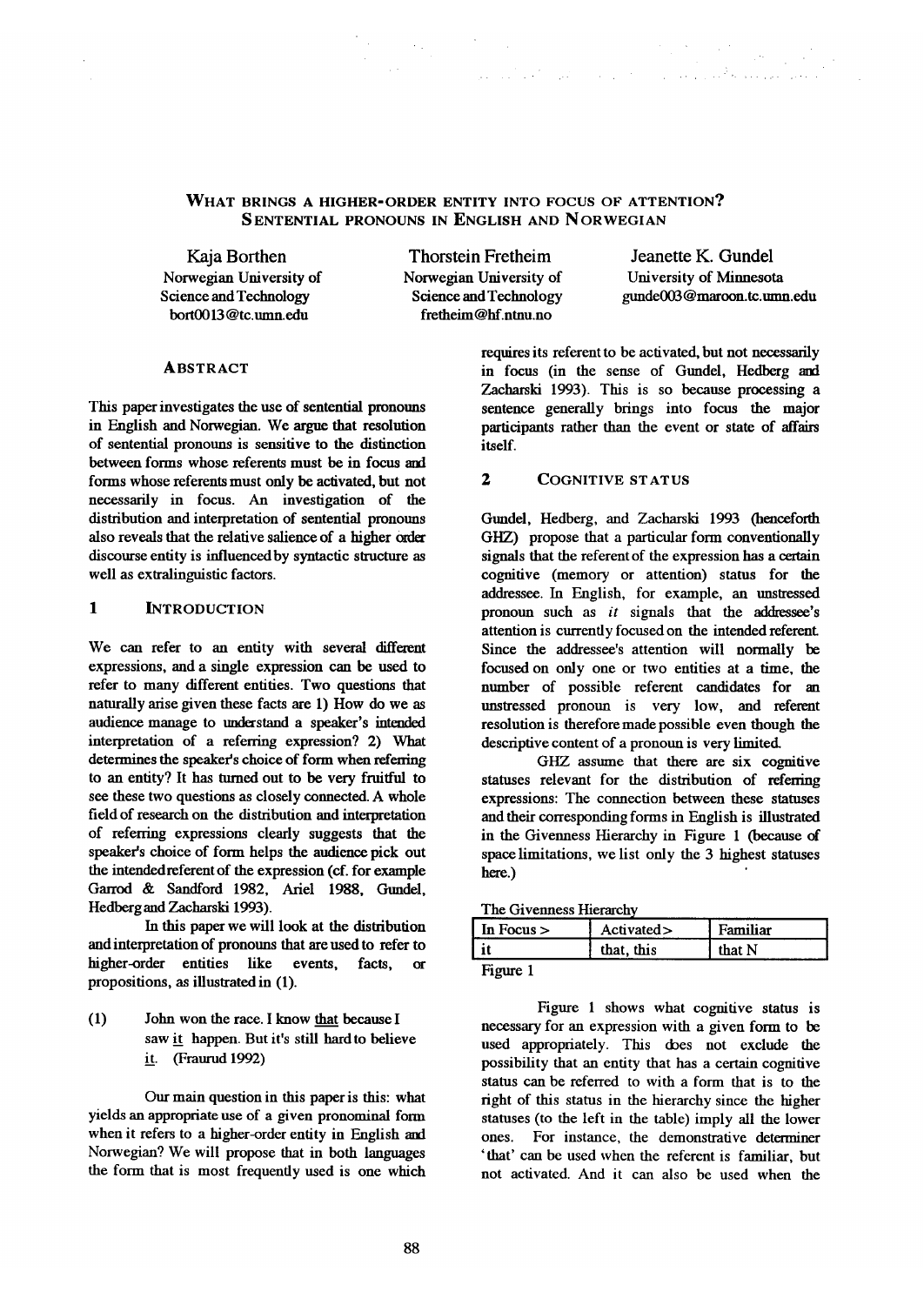# What brings a higher-order entity into focus of attention? Sentential pronouns in English and Norwegian

Kaja Borthen
Norwegian University of Science and Technology
bort0013@tc.umn.edu

Thorstein Fretheim
Norwegian University of Science and Technology
fretheim@hf.ntnu.no

Jeanette K. Gundel
University of Minnesota
gunde003@maroon.tc.umn.edu

## Abstract

This paper investigates the use of sentential pronouns in English and Norwegian. We argue that resolution of sentential pronouns is sensitive to the distinction between forms whose referents must be in focus and forms whose referents must only be activated, but not necessarily in focus. An investigation of the distribution and interpretation of sentential pronouns also reveals that the relative salience of a higher order discourse entity is influenced by syntactic structure as well as extralinguistic factors.

## 1 Introduction

We can refer to an entity with several different expressions, and a single expression can be used to refer to many different entities. Two questions that naturally arise given these facts are 1) How do we as audience manage to understand a speaker's intended interpretation of a referring expression? 2) What determines the speaker's choice of form when referring to an entity? It has turned out to be very fruitful to see these two questions as closely connected. A whole field of research on the distribution and interpretation of referring expressions clearly suggests that the speaker's choice of form helps the audience pick out the intended referent of the expression (cf. for example Garrod & Sandford 1982, Ariel 1988, Gundel, Hedberg and Zacharski 1993).

In this paper we will look at the distribution and interpretation of pronouns that are used to refer to higher-order entities like events, facts, or propositions, as illustrated in (1).

(1) John won the race. I know that because I saw it happen. But it's still hard to believe it. (Fraurud 1992)

Our main question in this paper is this: what yields an appropriate use of a given pronominal form when it refers to a higher-order entity in English and Norwegian? We will propose that in both languages the form that is most frequently used is one which requires its referent to be activated, but not necessarily in focus (in the sense of Gundel, Hedberg and Zacharski 1993). This is so because processing a sentence generally brings into focus the major participants rather than the event or state of affairs itself.

## 2 Cognitive Status

Gundel, Hedberg, and Zacharski 1993 (henceforth GHZ) propose that a particular form conventionally signals that the referent of the expression has a certain cognitive (memory or attention) status for the addressee. In English, for example, an unstressed pronoun such as *it* signals that the addressee's attention is currently focused on the intended referent. Since the addressee's attention will normally be focused on only one or two entities at a time, the number of possible referent candidates for an unstressed pronoun is very low, and referent resolution is therefore made possible even though the descriptive content of a pronoun is very limited.

GHZ assume that there are six cognitive statuses relevant for the distribution of referring expressions: The connection between these statuses and their corresponding forms in English is illustrated in the Givenness Hierarchy in Figure 1 (because of space limitations, we list only the 3 highest statuses here.)

The Givenness Hierarchy

| In Focus > | Activated> | Familiar |
|---|---|---|
| it | that, this | that N |

Figure 1

Figure 1 shows what cognitive status is necessary for an expression with a given form to be used appropriately. This does not exclude the possibility that an entity that has a certain cognitive status can be referred to with a form that is to the right of this status in the hierarchy since the higher statuses (to the left in the table) imply all the lower ones. For instance, the demonstrative determiner 'that' can be used when the referent is familiar, but not activated. And it can also be used when the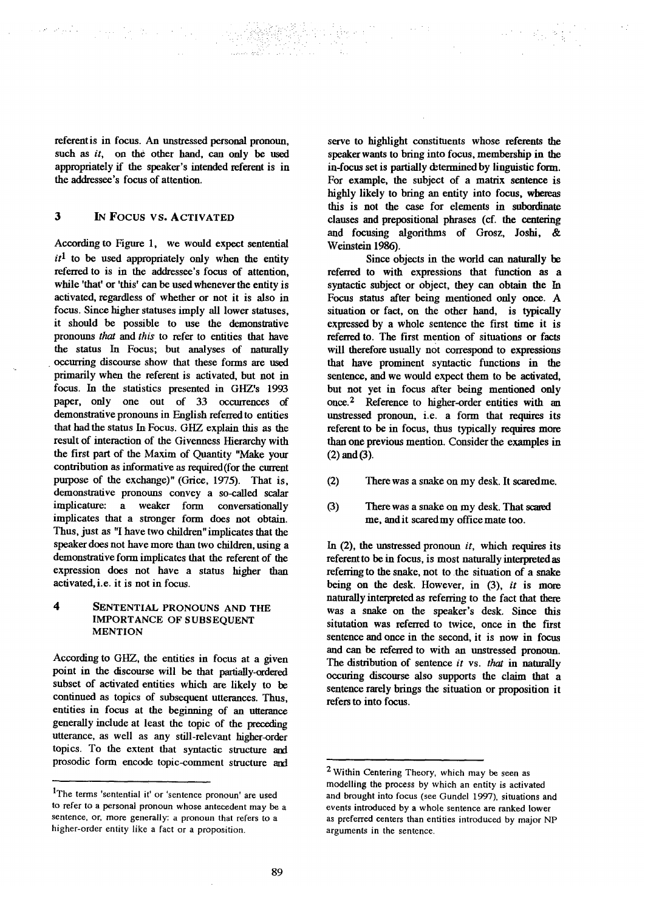referent is in focus. An unstressed personal pronoun, such as *it*, on the other hand, can only be used appropriately if the speaker's intended referent is in the addressee's focus of attention.

## 3 In Focus vs. Activated

According to Figure 1, we would expect sentential *it*[1] to be used appropriately only when the entity referred to is in the addressee's focus of attention, while 'that' or 'this' can be used whenever the entity is activated, regardless of whether or not it is also in focus. Since higher statuses imply all lower statuses, it should be possible to use the demonstrative pronouns *that* and *this* to refer to entities that have the status In Focus; but analyses of naturally occurring discourse show that these forms are used primarily when the referent is activated, but not in focus. In the statistics presented in GHZ's 1993 paper, only one out of 33 occurrences of demonstrative pronouns in English referred to entities that had the status In Focus. GHZ explain this as the result of interaction of the Givenness Hierarchy with the first part of the Maxim of Quantity "Make your contribution as informative as required (for the current purpose of the exchange)" (Grice, 1975). That is, demonstrative pronouns convey a so-called scalar implicature: a weaker form conversationally implicates that a stronger form does not obtain. Thus, just as "I have two children" implicates that the speaker does not have more than two children, using a demonstrative form implicates that the referent of the expression does not have a status higher than activated, i.e. it is not in focus.

## 4 Sentential Pronouns and the Importance of Subsequent Mention

According to GHZ, the entities in focus at a given point in the discourse will be that partially-ordered subset of activated entities which are likely to be continued as topics of subsequent utterances. Thus, entities in focus at the beginning of an utterance generally include at least the topic of the preceding utterance, as well as any still-relevant higher-order topics. To the extent that syntactic structure and prosodic form encode topic-comment structure and serve to highlight constituents whose referents the speaker wants to bring into focus, membership in the in-focus set is partially determined by linguistic form. For example, the subject of a matrix sentence is highly likely to bring an entity into focus, whereas this is not the case for elements in subordinate clauses and prepositional phrases (cf. the centering and focusing algorithms of Grosz, Joshi, & Weinstein 1986).

Since objects in the world can naturally be referred to with expressions that function as a syntactic subject or object, they can obtain the In Focus status after being mentioned only once. A situation or fact, on the other hand, is typically expressed by a whole sentence the first time it is referred to. The first mention of situations or facts will therefore usually not correspond to expressions that have prominent syntactic functions in the sentence, and we would expect them to be activated, but not yet in focus after being mentioned only once.[2] Reference to higher-order entities with an unstressed pronoun, i.e. a form that requires its referent to be in focus, thus typically requires more than one previous mention. Consider the examples in (2) and (3).

(2) There was a snake on my desk. It scared me.

(3) There was a snake on my desk. That scared me, and it scared my office mate too.

In (2), the unstressed pronoun *it*, which requires its referent to be in focus, is most naturally interpreted as referring to the snake, not to the situation of a snake being on the desk. However, in (3), *it* is more naturally interpreted as referring to the fact that there was a snake on the speaker's desk. Since this situtation was referred to twice, once in the first sentence and once in the second, it is now in focus and can be referred to with an unstressed pronoun. The distribution of sentence *it* vs. *that* in naturally occuring discourse also supports the claim that a sentence rarely brings the situation or proposition it refers to into focus.

---

[1] The terms 'sentential it' or 'sentence pronoun' are used to refer to a personal pronoun whose antecedent may be a sentence, or, more generally: a pronoun that refers to a higher-order entity like a fact or a proposition.

[2] Within Centering Theory, which may be seen as modelling the process by which an entity is activated and brought into focus (see Gundel 1997), situations and events introduced by a whole sentence are ranked lower as preferred centers than entities introduced by major NP arguments in the sentence.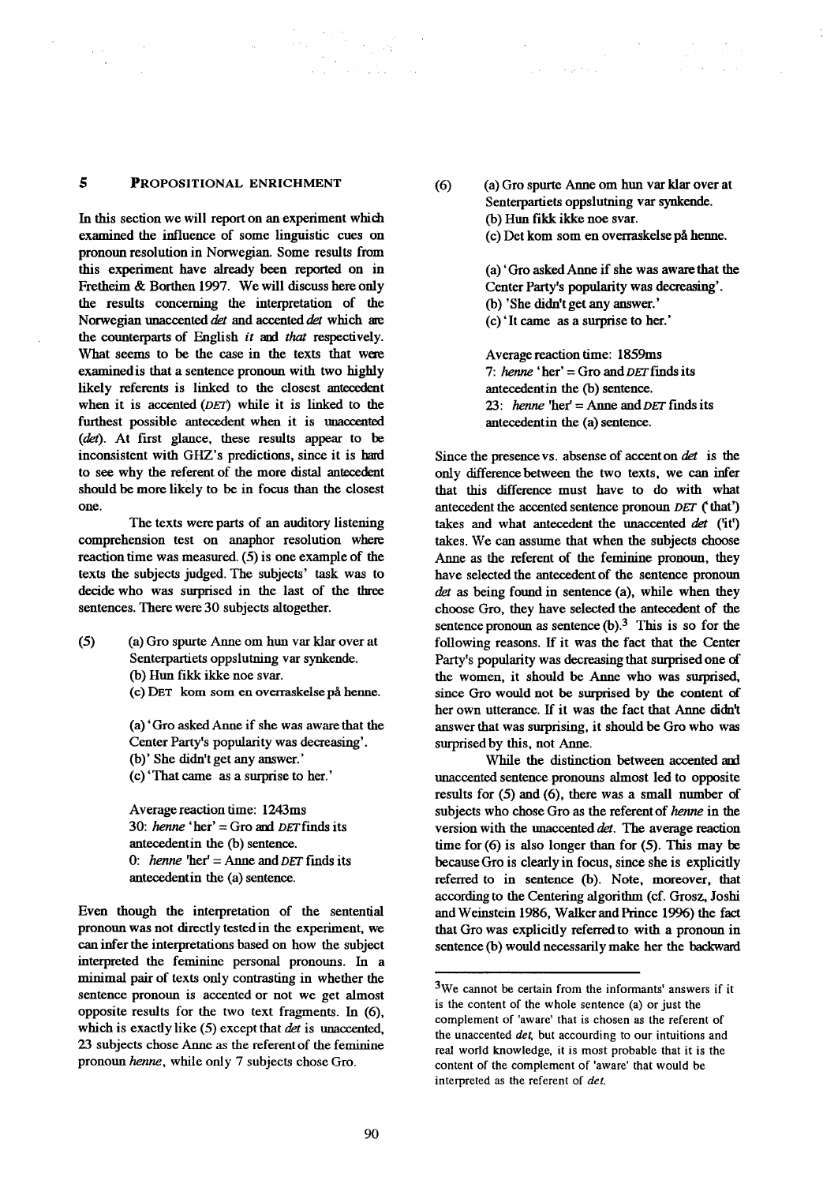## 5 PROPOSITIONAL ENRICHMENT

In this section we will report on an experiment which examined the influence of some linguistic cues on pronoun resolution in Norwegian. Some results from this experiment have already been reported on in Fretheim & Borthen 1997. We will discuss here only the results concerning the interpretation of the Norwegian unaccented *det* and accented *det* which are the counterparts of English *it* and *that* respectively. What seems to be the case in the texts that were examined is that a sentence pronoun with two highly likely referents is linked to the closest antecedent when it is accented (DET) while it is linked to the furthest possible antecedent when it is unaccented (*det*). At first glance, these results appear to be inconsistent with GHZ's predictions, since it is hard to see why the referent of the more distal antecedent should be more likely to be in focus than the closest one.

The texts were parts of an auditory listening comprehension test on anaphor resolution where reaction time was measured. (5) is one example of the texts the subjects judged. The subjects' task was to decide who was surprised in the last of the three sentences. There were 30 subjects altogether.

(5) (a) Gro spurte Anne om hun var klar over at Senterpartiets oppslutning var synkende.
(b) Hun fikk ikke noe svar.
(c) DET kom som en overraskelse på henne.

(a) 'Gro asked Anne if she was aware that the Center Party's popularity was decreasing'.
(b) 'She didn't get any answer.'
(c) 'That came as a surprise to her.'

Average reaction time: 1243ms
30: *henne* 'her' = Gro and DET finds its antecedent in the (b) sentence.
0: *henne* 'her' = Anne and DET finds its antecedent in the (a) sentence.

Even though the interpretation of the sentential pronoun was not directly tested in the experiment, we can infer the interpretations based on how the subject interpreted the feminine personal pronouns. In a minimal pair of texts only contrasting in whether the sentence pronoun is accented or not we get almost opposite results for the two text fragments. In (6), which is exactly like (5) except that *det* is unaccented, 23 subjects chose Anne as the referent of the feminine pronoun *henne*, while only 7 subjects chose Gro.

(6) (a) Gro spurte Anne om hun var klar over at Senterpartiets oppslutning var synkende.
(b) Hun fikk ikke noe svar.
(c) Det kom som en overraskelse på henne.

(a) 'Gro asked Anne if she was aware that the Center Party's popularity was decreasing'.
(b) 'She didn't get any answer.'
(c) 'It came as a surprise to her.'

Average reaction time: 1859ms
7: *henne* 'her' = Gro and DET finds its antecedent in the (b) sentence.
23: *henne* 'her' = Anne and DET finds its antecedent in the (a) sentence.

Since the presence vs. absense of accent on *det* is the only difference between the two texts, we can infer that this difference must have to do with what antecedent the accented sentence pronoun DET ('that') takes and what antecedent the unaccented *det* ('it') takes. We can assume that when the subjects choose Anne as the referent of the feminine pronoun, they have selected the antecedent of the sentence pronoun *det* as being found in sentence (a), while when they choose Gro, they have selected the antecedent of the sentence pronoun as sentence (b).[3] This is so for the following reasons. If it was the fact that the Center Party's popularity was decreasing that surprised one of the women, it should be Anne who was surprised, since Gro would not be surprised by the content of her own utterance. If it was the fact that Anne didn't answer that was surprising, it should be Gro who was surprised by this, not Anne.

While the distinction between accented and unaccented sentence pronouns almost led to opposite results for (5) and (6), there was a small number of subjects who chose Gro as the referent of *henne* in the version with the unaccented *det*. The average reaction time for (6) is also longer than for (5). This may be because Gro is clearly in focus, since she is explicitly referred to in sentence (b). Note, moreover, that according to the Centering algorithm (cf. Grosz, Joshi and Weinstein 1986, Walker and Prince 1996) the fact that Gro was explicitly referred to with a pronoun in sentence (b) would necessarily make her the backward

[3] We cannot be certain from the informants' answers if it is the content of the whole sentence (a) or just the complement of 'aware' that is chosen as the referent of the unaccented *det*, but accourding to our intuitions and real world knowledge, it is most probable that it is the content of the complement of 'aware' that would be interpreted as the referent of *det*.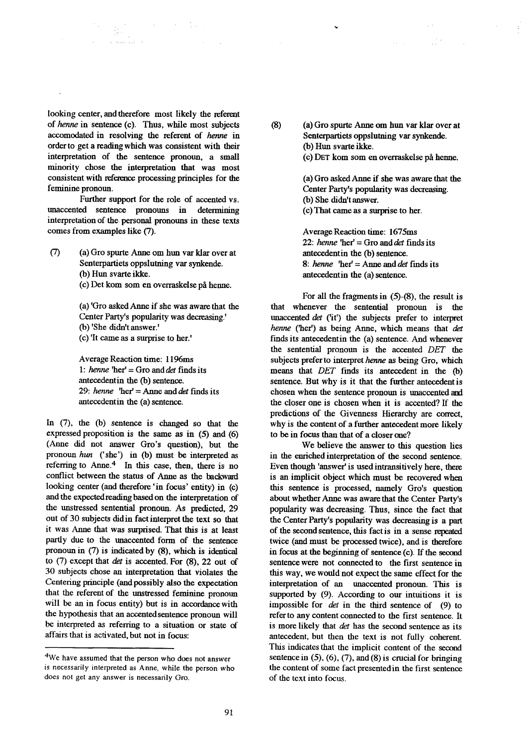looking center, and therefore most likely the referent of *henne* in sentence (c). Thus, while most subjects accomodated in resolving the referent of *henne* in order to get a reading which was consistent with their interpretation of the sentence pronoun, a small minority chose the interpretation that was most consistent with reference processing principles for the feminine pronoun.

Further support for the role of accented vs. unaccented sentence pronouns in determining interpretation of the personal pronouns in these texts comes from examples like (7).

(7) (a) Gro spurte Anne om hun var klar over at Senterpartiets oppslutning var synkende.
(b) Hun svarte ikke.
(c) Det kom som en overraskelse på henne.

(a) 'Gro asked Anne if she was aware that the Center Party's popularity was decreasing.'
(b) 'She didn't answer.'
(c) 'It came as a surprise to her.'

Average Reaction time: 1196ms
1: *henne* 'her' = Gro and *det* finds its antecedent in the (b) sentence.
29: *henne* 'her' = Anne and *det* finds its antecedent in the (a) sentence.

In (7), the (b) sentence is changed so that the expressed proposition is the same as in (5) and (6) (Anne did not answer Gro's question), but the pronoun *hun* ('she') in (b) must be interpreted as referring to Anne.[4] In this case, then, there is no conflict between the status of Anne as the backward looking center (and therefore 'in focus' entity) in (c) and the expected reading based on the interpretation of the unstressed sentential pronoun. As predicted, 29 out of 30 subjects did in fact interpret the text so that it was Anne that was surprised. That this is at least partly due to the unaccented form of the sentence pronoun in (7) is indicated by (8), which is identical to (7) except that *det* is accented. For (8), 22 out of 30 subjects chose an interpretation that violates the Centering principle (and possibly also the expectation that the referent of the unstressed feminine pronoun will be an in focus entity) but is in accordance with the hypothesis that an accented sentence pronoun will be interpreted as referring to a situation or state of affairs that is activated, but not in focus:

(8) (a) Gro spurte Anne om hun var klar over at Senterpartiets oppslutning var synkende.
(b) Hun svarte ikke.
(c) DET kom som en overraskelse på henne.

(a) Gro asked Anne if she was aware that the Center Party's popularity was decreasing.
(b) She didn't answer.
(c) That came as a surprise to her.

Average Reaction time: 1675ms
22: *henne* 'her' = Gro and *det* finds its antecedent in the (b) sentence.
8: *henne* 'her' = Anne and *det* finds its antecedent in the (a) sentence.

For all the fragments in (5)-(8), the result is that whenever the sentential pronoun is the unaccented *det* ('it') the subjects prefer to interpret *henne* ('her') as being Anne, which means that *det* finds its antecedent in the (a) sentence. And whenever the sentential pronoun is the accented *DET* the subjects prefer to interpret *henne* as being Gro, which means that *DET* finds its antecedent in the (b) sentence. But why is it that the further antecedent is chosen when the sentence pronoun is unaccented and the closer one is chosen when it is accented? If the predictions of the Givenness Hierarchy are correct, why is the content of a further antecedent more likely to be in focus than that of a closer one?

We believe the answer to this question lies in the enriched interpretation of the second sentence. Even though 'answer' is used intransitively here, there is an implicit object which must be recovered when this sentence is processed, namely Gro's question about whether Anne was aware that the Center Party's popularity was decreasing. Thus, since the fact that the Center Party's popularity was decreasing is a part of the second sentence, this fact is in a sense repeated twice (and must be processed twice), and is therefore in focus at the beginning of sentence (c). If the second sentence were not connected to the first sentence in this way, we would not expect the same effect for the interpretation of an unaccented pronoun. This is supported by (9). According to our intuitions it is impossible for *det* in the third sentence of (9) to refer to any content connected to the first sentence. It is more likely that *det* has the second sentence as its antecedent, but then the text is not fully coherent. This indicates that the implicit content of the second sentence in (5), (6), (7), and (8) is crucial for bringing the content of some fact presented in the first sentence of the text into focus.

[4] We have assumed that the person who does not answer is necessarily interpreted as Anne, while the person who does not get any answer is necessarily Gro.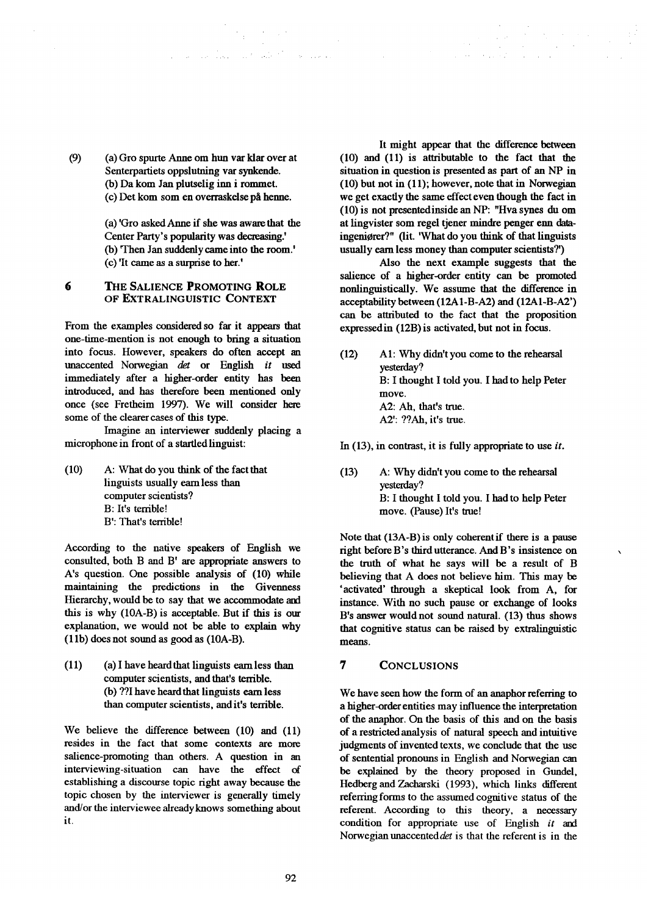(9) (a) Gro spurte Anne om hun var klar over at Senterpartiets oppslutning var synkende.
(b) Da kom Jan plutselig inn i rommet.
(c) Det kom som en overraskelse på henne.

(a) 'Gro asked Anne if she was aware that the Center Party's popularity was decreasing.'
(b) 'Then Jan suddenly came into the room.'
(c) 'It came as a surprise to her.'

## 6 The Salience Promoting Role of Extralinguistic Context

From the examples considered so far it appears that one-time-mention is not enough to bring a situation into focus. However, speakers do often accept an unaccented Norwegian *det* or English *it* used immediately after a higher-order entity has been introduced, and has therefore been mentioned only once (see Fretheim 1997). We will consider here some of the clearer cases of this type.

Imagine an interviewer suddenly placing a microphone in front of a startled linguist:

(10) A: What do you think of the fact that linguists usually earn less than computer scientists?
B: It's terrible!
B': That's terrible!

According to the native speakers of English we consulted, both B and B' are appropriate answers to A's question. One possible analysis of (10) while maintaining the predictions in the Givenness Hierarchy, would be to say that we accommodate and this is why (10A-B) is acceptable. But if this is our explanation, we would not be able to explain why (11b) does not sound as good as (10A-B).

(11) (a) I have heard that linguists earn less than computer scientists, and that's terrible.
(b) ??I have heard that linguists earn less than computer scientists, and it's terrible.

We believe the difference between (10) and (11) resides in the fact that some contexts are more salience-promoting than others. A question in an interviewing-situation can have the effect of establishing a discourse topic right away because the topic chosen by the interviewer is generally timely and/or the interviewee already knows something about it.

It might appear that the difference between (10) and (11) is attributable to the fact that the situation in question is presented as part of an NP in (10) but not in (11); however, note that in Norwegian we get exactly the same effect even though the fact in (10) is not presented inside an NP: "Hva synes du om at lingvister som regel tjener mindre penger enn dataingeniører?" (lit. 'What do you think of that linguists usually earn less money than computer scientists?')

Also the next example suggests that the salience of a higher-order entity can be promoted nonlinguistically. We assume that the difference in acceptability between (12A1-B-A2) and (12A1-B-A2') can be attributed to the fact that the proposition expressed in (12B) is activated, but not in focus.

(12) A1: Why didn't you come to the rehearsal yesterday?
B: I thought I told you. I had to help Peter move.
A2: Ah, that's true.
A2': ??Ah, it's true.

In (13), in contrast, it is fully appropriate to use *it*.

(13) A: Why didn't you come to the rehearsal yesterday?
B: I thought I told you. I had to help Peter move. (Pause) It's true!

Note that (13A-B) is only coherent if there is a pause right before B's third utterance. And B's insistence on the truth of what he says will be a result of B believing that A does not believe him. This may be 'activated' through a skeptical look from A, for instance. With no such pause or exchange of looks B's answer would not sound natural. (13) thus shows that cognitive status can be raised by extralinguistic means.

## 7 Conclusions

We have seen how the form of an anaphor referring to a higher-order entities may influence the interpretation of the anaphor. On the basis of this and on the basis of a restricted analysis of natural speech and intuitive judgments of invented texts, we conclude that the use of sentential pronouns in English and Norwegian can be explained by the theory proposed in Gundel, Hedberg and Zacharski (1993), which links different referring forms to the assumed cognitive status of the referent. According to this theory, a necessary condition for appropriate use of English *it* and Norwegian unaccented *det* is that the referent is in the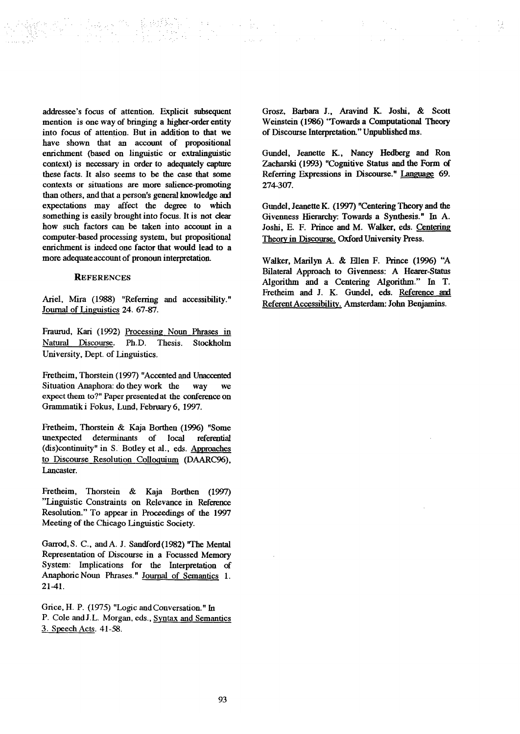addressee's focus of attention. Explicit subsequent mention is one way of bringing a higher-order entity into focus of attention. But in addition to that we have shown that an account of propositional enrichment (based on linguistic or extralinguistic context) is necessary in order to adequately capture these facts. It also seems to be the case that some contexts or situations are more salience-promoting than others, and that a person's general knowledge and expectations may affect the degree to which something is easily brought into focus. It is not clear how such factors can be taken into account in a computer-based processing system, but propositional enrichment is indeed one factor that would lead to a more adequate account of pronoun interpretation.

## REFERENCES

Ariel, Mira (1988) "Referring and accessibility." Journal of Linguistics 24. 67-87.

Fraurud, Kari (1992) Processing Noun Phrases in Natural Discourse. Ph.D. Thesis. Stockholm University, Dept. of Linguistics.

Fretheim, Thorstein (1997) "Accented and Unaccented Situation Anaphora: do they work the way we expect them to?" Paper presented at the conference on Grammatik i Fokus, Lund, February 6, 1997.

Fretheim, Thorstein & Kaja Borthen (1996) "Some unexpected determinants of local referential (dis)continuity" in S. Botley et al., eds. Approaches to Discourse Resolution Colloquium (DAARC96), Lancaster.

Fretheim, Thorstein & Kaja Borthen (1997) "Linguistic Constraints on Relevance in Reference Resolution." To appear in Proceedings of the 1997 Meeting of the Chicago Linguistic Society.

Garrod, S. C., and A. J. Sandford (1982) "The Mental Representation of Discourse in a Focussed Memory System: Implications for the Interpretation of Anaphoric Noun Phrases." Journal of Semantics 1. 21-41.

Grice, H. P. (1975) "Logic and Conversation." In P. Cole and J.L. Morgan, eds., Syntax and Semantics 3. Speech Acts. 41-58.

Grosz, Barbara J., Aravind K. Joshi, & Scott Weinstein (1986) "Towards a Computational Theory of Discourse Interpretation." Unpublished ms.

Gundel, Jeanette K., Nancy Hedberg and Ron Zacharski (1993) "Cognitive Status and the Form of Referring Expressions in Discourse." Language 69. 274-307.

Gundel, Jeanette K. (1997) "Centering Theory and the Givenness Hierarchy: Towards a Synthesis." In A. Joshi, E. F. Prince and M. Walker, eds. Centering Theory in Discourse. Oxford University Press.

Walker, Marilyn A. & Ellen F. Prince (1996) "A Bilateral Approach to Givenness: A Hearer-Status Algorithm and a Centering Algorithm." In T. Fretheim and J. K. Gundel, eds. Reference and Referent Accessibility. Amsterdam: John Benjamins.